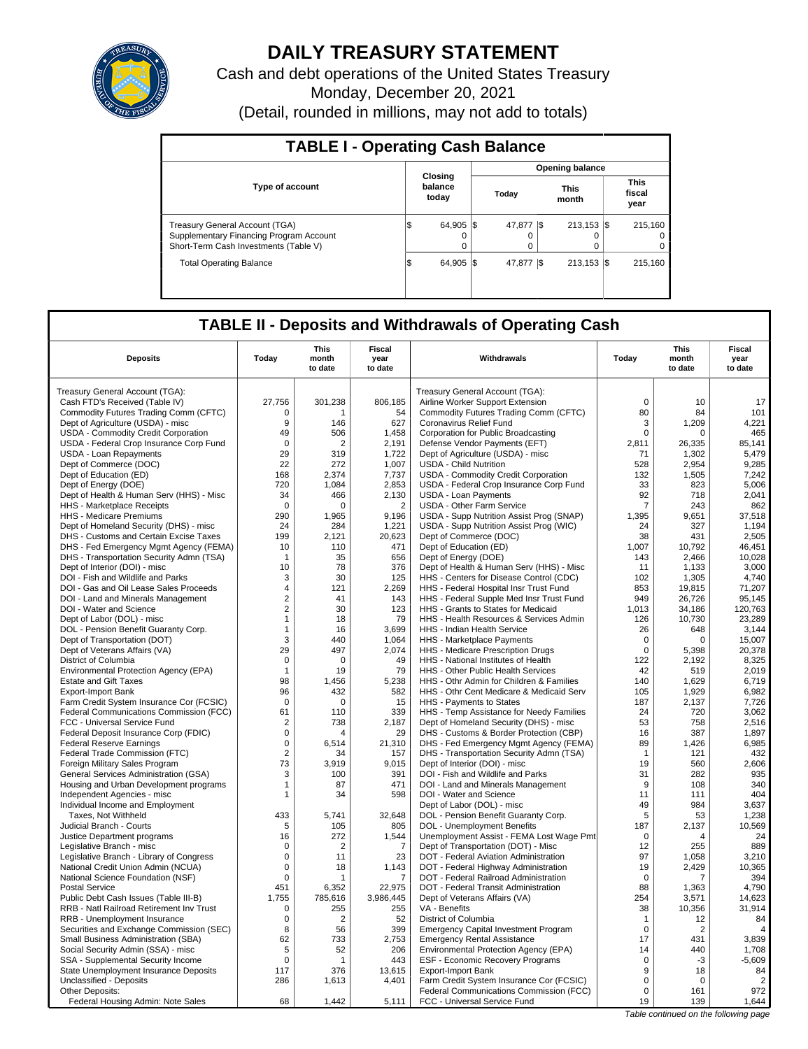# DAILY TREASURY STATEMENT

Cash and debt operations of the United States Treasury

Monday, December 20, 2021

(Detail, rounded in millions, may not add to totals)

## TABLE I - Operating Cash Balance

| Type of account | Closing balance today | Opening balance Today | Opening balance This month | Opening balance This fiscal year |
|---|---|---|---|---|
| Treasury General Account (TGA) | $ 64,905 | $ 47,877 | $ 213,153 | $ 215,160 |
| Supplementary Financing Program Account | 0 | 0 | 0 | 0 |
| Short-Term Cash Investments (Table V) | 0 | 0 | 0 | 0 |
| Total Operating Balance | $ 64,905 | $ 47,877 | $ 213,153 | $ 215,160 |

## TABLE II - Deposits and Withdrawals of Operating Cash

| Deposits | Today | This month to date | Fiscal year to date | Withdrawals | Today | This month to date | Fiscal year to date |
|---|---|---|---|---|---|---|---|
| Treasury General Account (TGA): | | | | Treasury General Account (TGA): | | | |
| Cash FTD's Received (Table IV) | 27,756 | 301,238 | 806,185 | Airline Worker Support Extension | 0 | 10 | 17 |
| Commodity Futures Trading Comm (CFTC) | 0 | 1 | 54 | Commodity Futures Trading Comm (CFTC) | 80 | 84 | 101 |
| Dept of Agriculture (USDA) - misc | 9 | 146 | 627 | Coronavirus Relief Fund | 3 | 1,209 | 4,221 |
| USDA - Commodity Credit Corporation | 49 | 506 | 1,458 | Corporation for Public Broadcasting | 0 | 0 | 465 |
| USDA - Federal Crop Insurance Corp Fund | 0 | 2 | 2,191 | Defense Vendor Payments (EFT) | 2,811 | 26,335 | 85,141 |
| USDA - Loan Repayments | 29 | 319 | 1,722 | Dept of Agriculture (USDA) - misc | 71 | 1,302 | 5,479 |
| Dept of Commerce (DOC) | 22 | 272 | 1,007 | USDA - Child Nutrition | 528 | 2,954 | 9,285 |
| Dept of Education (ED) | 168 | 2,374 | 7,737 | USDA - Commodity Credit Corporation | 132 | 1,505 | 7,242 |
| Dept of Energy (DOE) | 720 | 1,084 | 2,853 | USDA - Federal Crop Insurance Corp Fund | 33 | 823 | 5,006 |
| Dept of Health & Human Serv (HHS) - Misc | 34 | 466 | 2,130 | USDA - Loan Payments | 92 | 718 | 2,041 |
| HHS - Marketplace Receipts | 0 | 0 | 2 | USDA - Other Farm Service | 7 | 243 | 862 |
| HHS - Medicare Premiums | 290 | 1,965 | 9,196 | USDA - Supp Nutrition Assist Prog (SNAP) | 1,395 | 9,651 | 37,518 |
| Dept of Homeland Security (DHS) - misc | 24 | 284 | 1,221 | USDA - Supp Nutrition Assist Prog (WIC) | 24 | 327 | 1,194 |
| DHS - Customs and Certain Excise Taxes | 199 | 2,121 | 20,623 | Dept of Commerce (DOC) | 38 | 431 | 2,505 |
| DHS - Fed Emergency Mgmt Agency (FEMA) | 10 | 110 | 471 | Dept of Education (ED) | 1,007 | 10,792 | 46,451 |
| DHS - Transportation Security Admn (TSA) | 1 | 35 | 656 | Dept of Energy (DOE) | 143 | 2,466 | 10,028 |
| Dept of Interior (DOI) - misc | 10 | 78 | 376 | Dept of Health & Human Serv (HHS) - Misc | 11 | 1,133 | 3,000 |
| DOI - Fish and Wildlife and Parks | 3 | 30 | 125 | HHS - Centers for Disease Control (CDC) | 102 | 1,305 | 4,740 |
| DOI - Gas and Oil Lease Sales Proceeds | 4 | 121 | 2,269 | HHS - Federal Hospital Insr Trust Fund | 853 | 19,815 | 71,207 |
| DOI - Land and Minerals Management | 2 | 41 | 143 | HHS - Federal Supple Med Insr Trust Fund | 949 | 26,726 | 95,145 |
| DOI - Water and Science | 2 | 30 | 123 | HHS - Grants to States for Medicaid | 1,013 | 34,186 | 120,763 |
| Dept of Labor (DOL) - misc | 1 | 18 | 79 | HHS - Health Resources & Services Admin | 126 | 10,730 | 23,289 |
| DOL - Pension Benefit Guaranty Corp. | 1 | 16 | 3,699 | HHS - Indian Health Service | 26 | 648 | 3,144 |
| Dept of Transportation (DOT) | 3 | 440 | 1,064 | HHS - Marketplace Payments | 0 | 0 | 15,007 |
| Dept of Veterans Affairs (VA) | 29 | 497 | 2,074 | HHS - Medicare Prescription Drugs | 0 | 5,398 | 20,378 |
| District of Columbia | 0 | 0 | 49 | HHS - National Institutes of Health | 122 | 2,192 | 8,325 |
| Environmental Protection Agency (EPA) | 1 | 19 | 79 | HHS - Other Public Health Services | 42 | 519 | 2,019 |
| Estate and Gift Taxes | 98 | 1,456 | 5,238 | HHS - Othr Admin for Children & Families | 140 | 1,629 | 6,719 |
| Export-Import Bank | 96 | 432 | 582 | HHS - Othr Cent Medicare & Medicaid Serv | 105 | 1,929 | 6,982 |
| Farm Credit System Insurance Cor (FCSIC) | 0 | 0 | 15 | HHS - Payments to States | 187 | 2,137 | 7,726 |
| Federal Communications Commission (FCC) | 61 | 110 | 339 | HHS - Temp Assistance for Needy Families | 24 | 720 | 3,062 |
| FCC - Universal Service Fund | 2 | 738 | 2,187 | Dept of Homeland Security (DHS) - misc | 53 | 758 | 2,516 |
| Federal Deposit Insurance Corp (FDIC) | 0 | 4 | 29 | DHS - Customs & Border Protection (CBP) | 16 | 387 | 1,897 |
| Federal Reserve Earnings | 0 | 6,514 | 21,310 | DHS - Fed Emergency Mgmt Agency (FEMA) | 89 | 1,426 | 6,985 |
| Federal Trade Commission (FTC) | 2 | 34 | 157 | DHS - Transportation Security Admn (TSA) | 1 | 121 | 432 |
| Foreign Military Sales Program | 73 | 3,919 | 9,015 | Dept of Interior (DOI) - misc | 19 | 560 | 2,606 |
| General Services Administration (GSA) | 3 | 100 | 391 | DOI - Fish and Wildlife and Parks | 31 | 282 | 935 |
| Housing and Urban Development programs | 1 | 87 | 471 | DOI - Land and Minerals Management | 9 | 108 | 340 |
| Independent Agencies - misc | 1 | 34 | 598 | DOI - Water and Science | 11 | 111 | 404 |
| Individual Income and Employment | | | | Dept of Labor (DOL) - misc | 49 | 984 | 3,637 |
| Taxes, Not Withheld | 433 | 5,741 | 32,648 | DOL - Pension Benefit Guaranty Corp. | 5 | 53 | 1,238 |
| Judicial Branch - Courts | 5 | 105 | 805 | DOL - Unemployment Benefits | 187 | 2,137 | 10,569 |
| Justice Department programs | 16 | 272 | 1,544 | Unemployment Assist - FEMA Lost Wage Pmt | 0 | 4 | 24 |
| Legislative Branch - misc | 0 | 2 | 7 | Dept of Transportation (DOT) - Misc | 12 | 255 | 889 |
| Legislative Branch - Library of Congress | 0 | 11 | 23 | DOT - Federal Aviation Administration | 97 | 1,058 | 3,210 |
| National Credit Union Admin (NCUA) | 0 | 18 | 1,143 | DOT - Federal Highway Administration | 19 | 2,429 | 10,365 |
| National Science Foundation (NSF) | 0 | 1 | 7 | DOT - Federal Railroad Administration | 0 | 7 | 394 |
| Postal Service | 451 | 6,352 | 22,975 | DOT - Federal Transit Administration | 88 | 1,363 | 4,790 |
| Public Debt Cash Issues (Table III-B) | 1,755 | 785,616 | 3,986,445 | Dept of Veterans Affairs (VA) | 254 | 3,571 | 14,623 |
| RRB - Natl Railroad Retirement Inv Trust | 0 | 255 | 255 | VA - Benefits | 38 | 10,356 | 31,914 |
| RRB - Unemployment Insurance | 0 | 2 | 52 | District of Columbia | 1 | 12 | 84 |
| Securities and Exchange Commission (SEC) | 8 | 56 | 399 | Emergency Capital Investment Program | 0 | 2 | 4 |
| Small Business Administration (SBA) | 62 | 733 | 2,753 | Emergency Rental Assistance | 17 | 431 | 3,839 |
| Social Security Admin (SSA) - misc | 5 | 52 | 206 | Environmental Protection Agency (EPA) | 14 | 440 | 1,708 |
| SSA - Supplemental Security Income | 0 | 1 | 443 | ESF - Economic Recovery Programs | 0 | -3 | -5,609 |
| State Unemployment Insurance Deposits | 117 | 376 | 13,615 | Export-Import Bank | 9 | 18 | 84 |
| Unclassified - Deposits | 286 | 1,613 | 4,401 | Farm Credit System Insurance Cor (FCSIC) | 0 | 0 | 2 |
| Other Deposits: | | | | Federal Communications Commission (FCC) | 0 | 161 | 972 |
| Federal Housing Admin: Note Sales | 68 | 1,442 | 5,111 | FCC - Universal Service Fund | 19 | 139 | 1,644 |

*Table continued on the following page*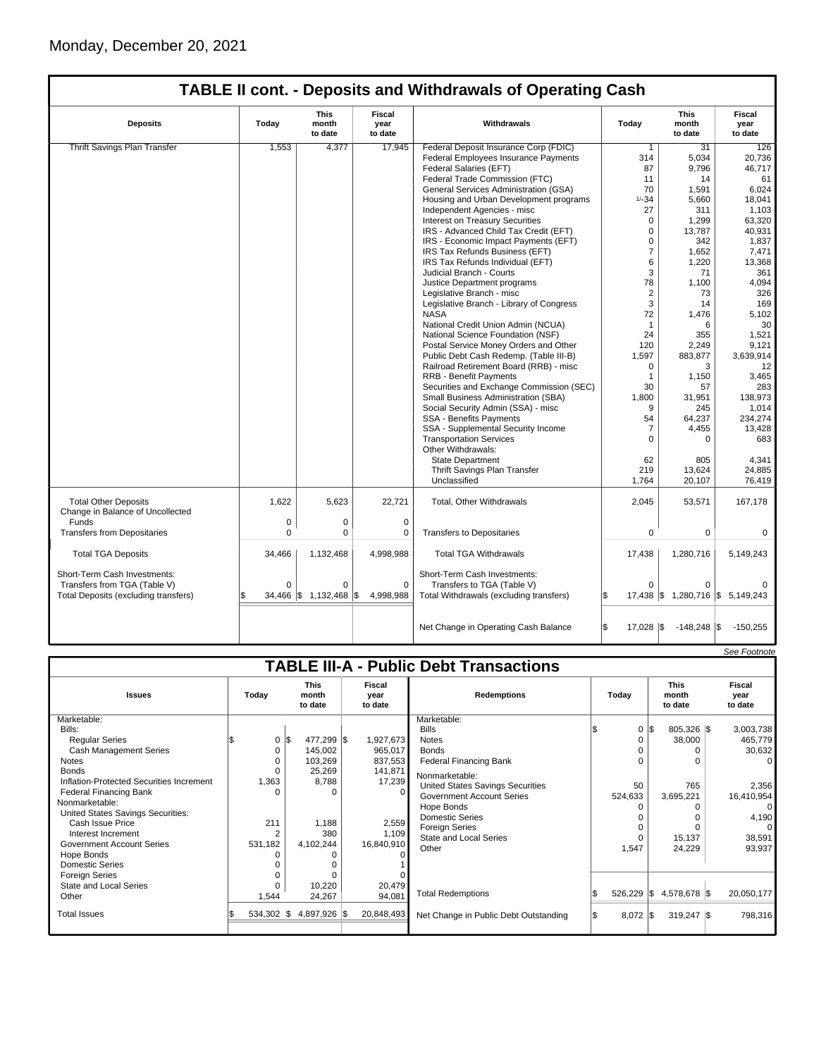Monday, December 20, 2021

## TABLE II cont. - Deposits and Withdrawals of Operating Cash

| Deposits | Today | This month to date | Fiscal year to date | Withdrawals | Today | This month to date | Fiscal year to date |
|---|---|---|---|---|---|---|---|
| Thrift Savings Plan Transfer | 1,553 | 4,377 | 17,945 | Federal Deposit Insurance Corp (FDIC) | 1 | 31 | 126 |
| | | | | Federal Employees Insurance Payments | 314 | 5,034 | 20,736 |
| | | | | Federal Salaries (EFT) | 87 | 9,796 | 46,717 |
| | | | | Federal Trade Commission (FTC) | 11 | 14 | 61 |
| | | | | General Services Administration (GSA) | 70 | 1,591 | 6,024 |
| | | | | Housing and Urban Development programs | 1/-34 | 5,660 | 18,041 |
| | | | | Independent Agencies - misc | 27 | 311 | 1,103 |
| | | | | Interest on Treasury Securities | 0 | 1,299 | 63,320 |
| | | | | IRS - Advanced Child Tax Credit (EFT) | 0 | 13,787 | 40,931 |
| | | | | IRS - Economic Impact Payments (EFT) | 0 | 342 | 1,837 |
| | | | | IRS Tax Refunds Business (EFT) | 7 | 1,652 | 7,471 |
| | | | | IRS Tax Refunds Individual (EFT) | 6 | 1,220 | 13,368 |
| | | | | Judicial Branch - Courts | 3 | 71 | 361 |
| | | | | Justice Department programs | 78 | 1,100 | 4,094 |
| | | | | Legislative Branch - misc | 2 | 73 | 326 |
| | | | | Legislative Branch - Library of Congress | 3 | 14 | 169 |
| | | | | NASA | 72 | 1,476 | 5,102 |
| | | | | National Credit Union Admin (NCUA) | 1 | 6 | 30 |
| | | | | National Science Foundation (NSF) | 24 | 355 | 1,521 |
| | | | | Postal Service Money Orders and Other | 120 | 2,249 | 9,121 |
| | | | | Public Debt Cash Redemp. (Table III-B) | 1,597 | 883,877 | 3,639,914 |
| | | | | Railroad Retirement Board (RRB) - misc | 0 | 3 | 12 |
| | | | | RRB - Benefit Payments | 1 | 1,150 | 3,465 |
| | | | | Securities and Exchange Commission (SEC) | 30 | 57 | 283 |
| | | | | Small Business Administration (SBA) | 1,800 | 31,951 | 138,973 |
| | | | | Social Security Admin (SSA) - misc | 9 | 245 | 1,014 |
| | | | | SSA - Benefits Payments | 54 | 64,237 | 234,274 |
| | | | | SSA - Supplemental Security Income | 7 | 4,455 | 13,428 |
| | | | | Transportation Services | 0 | 0 | 683 |
| | | | | Other Withdrawals: | | | |
| | | | | State Department | 62 | 805 | 4,341 |
| | | | | Thrift Savings Plan Transfer | 219 | 13,624 | 24,885 |
| | | | | Unclassified | 1,764 | 20,107 | 76,419 |
| Total Other Deposits | 1,622 | 5,623 | 22,721 | Total, Other Withdrawals | 2,045 | 53,571 | 167,178 |
| Change in Balance of Uncollected Funds | 0 | 0 | 0 | | | | |
| Transfers from Depositaries | 0 | 0 | 0 | Transfers to Depositaries | 0 | 0 | 0 |
| Total TGA Deposits | 34,466 | 1,132,468 | 4,998,988 | Total TGA Withdrawals | 17,438 | 1,280,716 | 5,149,243 |
| Short-Term Cash Investments: | | | | Short-Term Cash Investments: | | | |
| Transfers from TGA (Table V) | 0 | 0 | 0 | Transfers to TGA (Table V) | 0 | 0 | 0 |
| Total Deposits (excluding transfers) | $ 34,466 | $ 1,132,468 | $ 4,998,988 | Total Withdrawals (excluding transfers) | $ 17,438 | $ 1,280,716 | $ 5,149,243 |
| | | | | Net Change in Operating Cash Balance | $ 17,028 | $ -148,248 | $ -150,255 |

*See Footnote*

## TABLE III-A - Public Debt Transactions

| Issues | Today | This month to date | Fiscal year to date | Redemptions | Today | This month to date | Fiscal year to date |
|---|---|---|---|---|---|---|---|
| Marketable: | | | | Marketable: | | | |
| Bills: | | | | Bills | $ 0 | $ 805,326 | $ 3,003,738 |
| Regular Series | $ 0 | $ 477,299 | $ 1,927,673 | Notes | 0 | 38,000 | 465,779 |
| Cash Management Series | 0 | 145,002 | 965,017 | Bonds | 0 | 0 | 30,632 |
| Notes | 0 | 103,269 | 837,553 | Federal Financing Bank | 0 | 0 | 0 |
| Bonds | 0 | 25,269 | 141,871 | Nonmarketable: | | | |
| Inflation-Protected Securities Increment | 1,363 | 8,788 | 17,239 | United States Savings Securities | 50 | 765 | 2,356 |
| Federal Financing Bank | 0 | 0 | 0 | Government Account Series | 524,633 | 3,695,221 | 16,410,954 |
| Nonmarketable: | | | | Hope Bonds | 0 | 0 | 0 |
| United States Savings Securities: | | | | Domestic Series | 0 | 0 | 4,190 |
| Cash Issue Price | 211 | 1,188 | 2,559 | Foreign Series | 0 | 0 | 0 |
| Interest Increment | 2 | 380 | 1,109 | State and Local Series | 0 | 15,137 | 38,591 |
| Government Account Series | 531,182 | 4,102,244 | 16,840,910 | Other | 1,547 | 24,229 | 93,937 |
| Hope Bonds | 0 | 0 | 0 | | | | |
| Domestic Series | 0 | 0 | 1 | | | | |
| Foreign Series | 0 | 0 | 0 | | | | |
| State and Local Series | 0 | 10,220 | 20,479 | | | | |
| Other | 1,544 | 24,267 | 94,081 | Total Redemptions | $ 526,229 | $ 4,578,678 | $ 20,050,177 |
| Total Issues | $ 534,302 | $ 4,897,926 | $ 20,848,493 | Net Change in Public Debt Outstanding | $ 8,072 | $ 319,247 | $ 798,316 |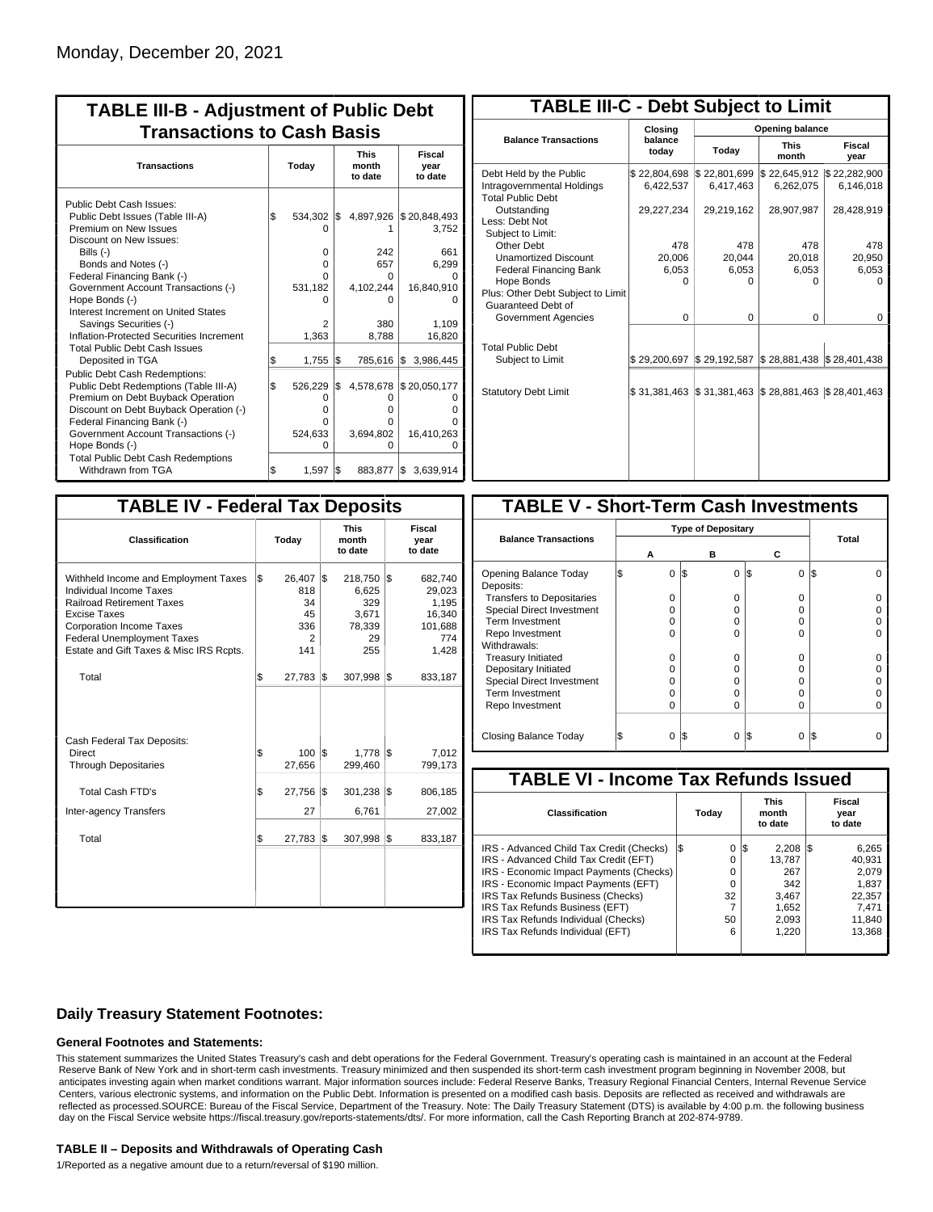Monday, December 20, 2021

## TABLE III-B - Adjustment of Public Debt Transactions to Cash Basis

| Transactions | Today | This month to date | Fiscal year to date |
|---|---|---|---|
| Public Debt Cash Issues: | | | |
| Public Debt Issues (Table III-A) | $ 534,302 | $ 4,897,926 | $ 20,848,493 |
| Premium on New Issues | 0 | 1 | 3,752 |
| Discount on New Issues: | | | |
| Bills (-) | 0 | 242 | 661 |
| Bonds and Notes (-) | 0 | 657 | 6,299 |
| Federal Financing Bank (-) | 0 | 0 | 0 |
| Government Account Transactions (-) | 531,182 | 4,102,244 | 16,840,910 |
| Hope Bonds (-) | 0 | 0 | 0 |
| Interest Increment on United States Savings Securities (-) | 2 | 380 | 1,109 |
| Inflation-Protected Securities Increment | 1,363 | 8,788 | 16,820 |
| Total Public Debt Cash Issues Deposited in TGA | $ 1,755 | $ 785,616 | $ 3,986,445 |
| Public Debt Cash Redemptions: | | | |
| Public Debt Redemptions (Table III-A) | $ 526,229 | $ 4,578,678 | $ 20,050,177 |
| Premium on Debt Buyback Operation | 0 | 0 | 0 |
| Discount on Debt Buyback Operation (-) | 0 | 0 | 0 |
| Federal Financing Bank (-) | 0 | 0 | 0 |
| Government Account Transactions (-) | 524,633 | 3,694,802 | 16,410,263 |
| Hope Bonds (-) | 0 | 0 | 0 |
| Total Public Debt Cash Redemptions Withdrawn from TGA | $ 1,597 | $ 883,877 | $ 3,639,914 |

## TABLE III-C - Debt Subject to Limit

| Balance Transactions | Closing balance today | Opening balance Today | Opening balance This month | Opening balance Fiscal year |
|---|---|---|---|---|
| Debt Held by the Public | $ 22,804,698 | $ 22,801,699 | $ 22,645,912 | $ 22,282,900 |
| Intragovernmental Holdings | 6,422,537 | 6,417,463 | 6,262,075 | 6,146,018 |
| Total Public Debt Outstanding | 29,227,234 | 29,219,162 | 28,907,987 | 28,428,919 |
| Less: Debt Not Subject to Limit: | | | | |
| Other Debt | 478 | 478 | 478 | 478 |
| Unamortized Discount | 20,006 | 20,044 | 20,018 | 20,950 |
| Federal Financing Bank | 6,053 | 6,053 | 6,053 | 6,053 |
| Hope Bonds | 0 | 0 | 0 | 0 |
| Plus: Other Debt Subject to Limit Guaranteed Debt of Government Agencies | 0 | 0 | 0 | 0 |
| Total Public Debt Subject to Limit | $ 29,200,697 | $ 29,192,587 | $ 28,881,438 | $ 28,401,438 |
| Statutory Debt Limit | $ 31,381,463 | $ 31,381,463 | $ 28,881,463 | $ 28,401,463 |

## TABLE IV - Federal Tax Deposits

| Classification | Today | This month to date | Fiscal year to date |
|---|---|---|---|
| Withheld Income and Employment Taxes | $ 26,407 | $ 218,750 | $ 682,740 |
| Individual Income Taxes | 818 | 6,625 | 29,023 |
| Railroad Retirement Taxes | 34 | 329 | 1,195 |
| Excise Taxes | 45 | 3,671 | 16,340 |
| Corporation Income Taxes | 336 | 78,339 | 101,688 |
| Federal Unemployment Taxes | 2 | 29 | 774 |
| Estate and Gift Taxes & Misc IRS Rcpts. | 141 | 255 | 1,428 |
| Total | $ 27,783 | $ 307,998 | $ 833,187 |
| Cash Federal Tax Deposits: | | | |
| Direct | $ 100 | $ 1,778 | $ 7,012 |
| Through Depositaries | 27,656 | 299,460 | 799,173 |
| Total Cash FTD's | $ 27,756 | $ 301,238 | $ 806,185 |
| Inter-agency Transfers | 27 | 6,761 | 27,002 |
| Total | $ 27,783 | $ 307,998 | $ 833,187 |

## TABLE V - Short-Term Cash Investments

| Balance Transactions | Type of Depositary A | B | C | Total |
|---|---|---|---|---|
| Opening Balance Today | $ 0 | $ 0 | $ 0 | $ 0 |
| Deposits: | | | | |
| Transfers to Depositaries | 0 | 0 | 0 | 0 |
| Special Direct Investment | 0 | 0 | 0 | 0 |
| Term Investment | 0 | 0 | 0 | 0 |
| Repo Investment | 0 | 0 | 0 | 0 |
| Withdrawals: | | | | |
| Treasury Initiated | 0 | 0 | 0 | 0 |
| Depositary Initiated | 0 | 0 | 0 | 0 |
| Special Direct Investment | 0 | 0 | 0 | 0 |
| Term Investment | 0 | 0 | 0 | 0 |
| Repo Investment | 0 | 0 | 0 | 0 |
| Closing Balance Today | $ 0 | $ 0 | $ 0 | $ 0 |

## TABLE VI - Income Tax Refunds Issued

| Classification | Today | This month to date | Fiscal year to date |
|---|---|---|---|
| IRS - Advanced Child Tax Credit (Checks) | $ 0 | $ 2,208 | $ 6,265 |
| IRS - Advanced Child Tax Credit (EFT) | 0 | 13,787 | 40,931 |
| IRS - Economic Impact Payments (Checks) | 0 | 267 | 2,079 |
| IRS - Economic Impact Payments (EFT) | 0 | 342 | 1,837 |
| IRS Tax Refunds Business (Checks) | 32 | 3,467 | 22,357 |
| IRS Tax Refunds Business (EFT) | 7 | 1,652 | 7,471 |
| IRS Tax Refunds Individual (Checks) | 50 | 2,093 | 11,840 |
| IRS Tax Refunds Individual (EFT) | 6 | 1,220 | 13,368 |

### Daily Treasury Statement Footnotes:

#### General Footnotes and Statements:

This statement summarizes the United States Treasury's cash and debt operations for the Federal Government. Treasury's operating cash is maintained in an account at the Federal Reserve Bank of New York and in short-term cash investments. Treasury minimized and then suspended its short-term cash investment program beginning in November 2008, but anticipates investing again when market conditions warrant. Major information sources include: Federal Reserve Banks, Treasury Regional Financial Centers, Internal Revenue Service Centers, various electronic systems, and information on the Public Debt. Information is presented on a modified cash basis. Deposits are reflected as received and withdrawals are reflected as processed.SOURCE: Bureau of the Fiscal Service, Department of the Treasury. Note: The Daily Treasury Statement (DTS) is available by 4:00 p.m. the following business day on the Fiscal Service website https://fiscal.treasury.gov/reports-statements/dts/. For more information, call the Cash Reporting Branch at 202-874-9789.

#### TABLE II – Deposits and Withdrawals of Operating Cash

1/Reported as a negative amount due to a return/reversal of $190 million.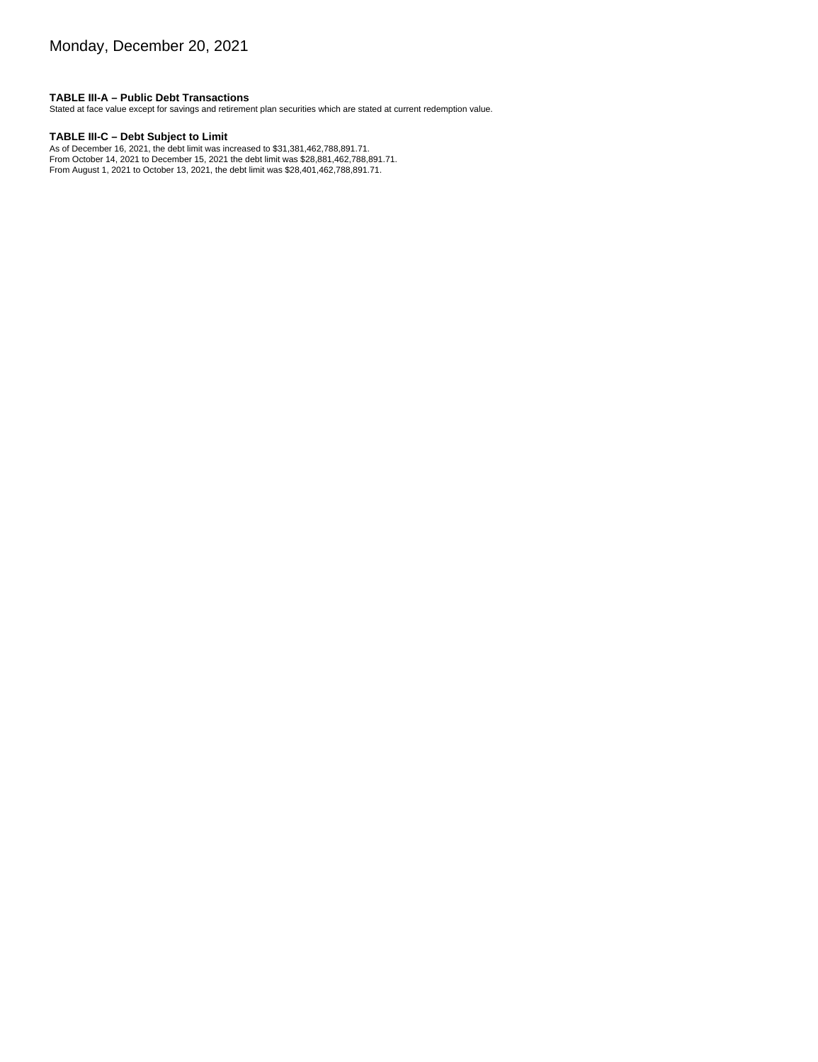Monday, December 20, 2021

### TABLE III-A – Public Debt Transactions

Stated at face value except for savings and retirement plan securities which are stated at current redemption value.

### TABLE III-C – Debt Subject to Limit

As of December 16, 2021, the debt limit was increased to $31,381,462,788,891.71.
From October 14, 2021 to December 15, 2021 the debt limit was $28,881,462,788,891.71.
From August 1, 2021 to October 13, 2021, the debt limit was $28,401,462,788,891.71.